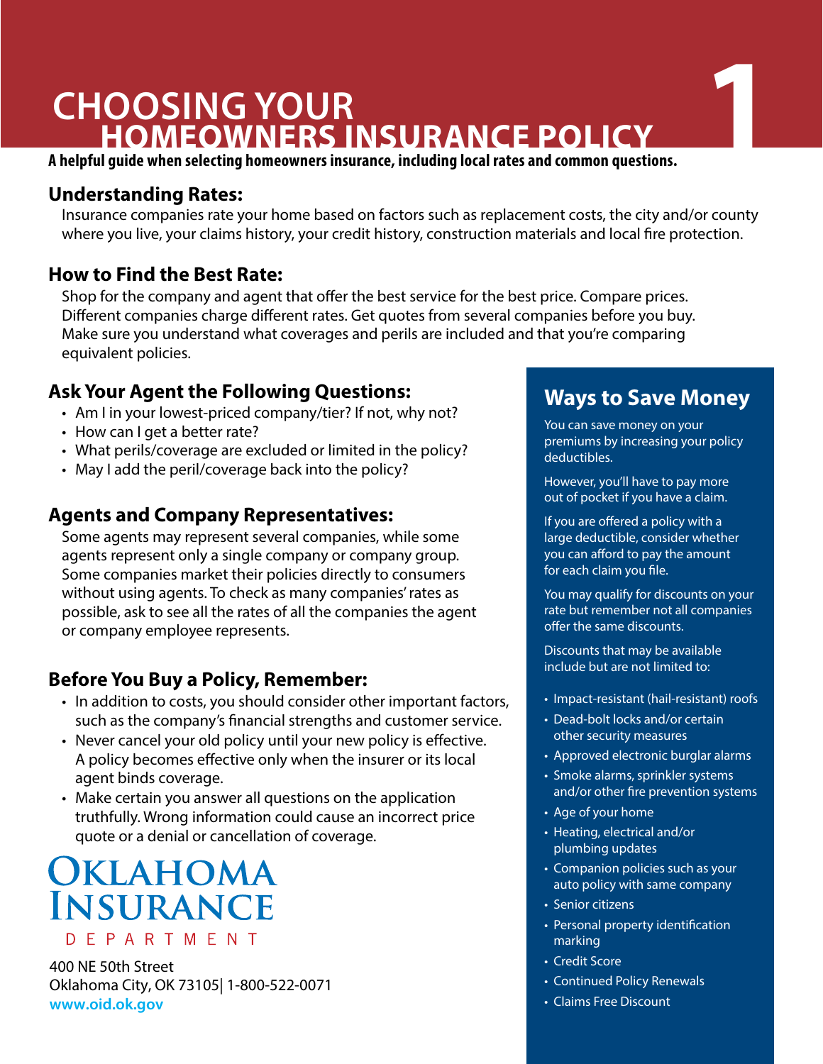# CHOOSING YOUR HOMEOWNERS INSURANCE POLICY

**A helpful guide when selecting homeowners insurance, including local rates and common questions.**

## Understanding Rates:

Insurance companies rate your home based on factors such as replacement costs, the city and/or county where you live, your claims history, your credit history, construction materials and local fire protection.

## How to Find the Best Rate:

Shop for the company and agent that offer the best service for the best price. Compare prices. Different companies charge different rates. Get quotes from several companies before you buy. Make sure you understand what coverages and perils are included and that you're comparing equivalent policies.

## Ask Your Agent the Following Questions:

- Am I in your lowest-priced company/tier? If not, why not?
- How can I get a better rate?
- What perils/coverage are excluded or limited in the policy?
- May I add the peril/coverage back into the policy?

## Agents and Company Representatives:

Some agents may represent several companies, while some agents represent only a single company or company group. Some companies market their policies directly to consumers without using agents. To check as many companies' rates as possible, ask to see all the rates of all the companies the agent or company employee represents.

## Before You Buy a Policy, Remember:

- In addition to costs, you should consider other important factors, such as the company's financial strengths and customer service.
- Never cancel your old policy until your new policy is effective. A policy becomes effective only when the insurer or its local agent binds coverage.
- Make certain you answer all questions on the application truthfully. Wrong information could cause an incorrect price quote or a denial or cancellation of coverage.

## Ways to Save Money

You can save money on your premiums by increasing your policy deductibles.

However, you'll have to pay more out of pocket if you have a claim.

If you are offered a policy with a large deductible, consider whether you can afford to pay the amount for each claim you file.

You may qualify for discounts on your rate but remember not all companies offer the same discounts.

Discounts that may be available include but are not limited to:

- Impact-resistant (hail-resistant) roofs
- Dead-bolt locks and/or certain other security measures
- Approved electronic burglar alarms
- Smoke alarms, sprinkler systems and/or other fire prevention systems
- Age of your home
- Heating, electrical and/or plumbing updates
- Companion policies such as your auto policy with same company
- Senior citizens
- Personal property identification marking
- Credit Score
- Continued Policy Renewals
- Claims Free Discount

**OKLAHOMA INSURANCE DEPARTMENT**

400 NE 50th Street
Oklahoma City, OK 73105| 1-800-522-0071
www.oid.ok.gov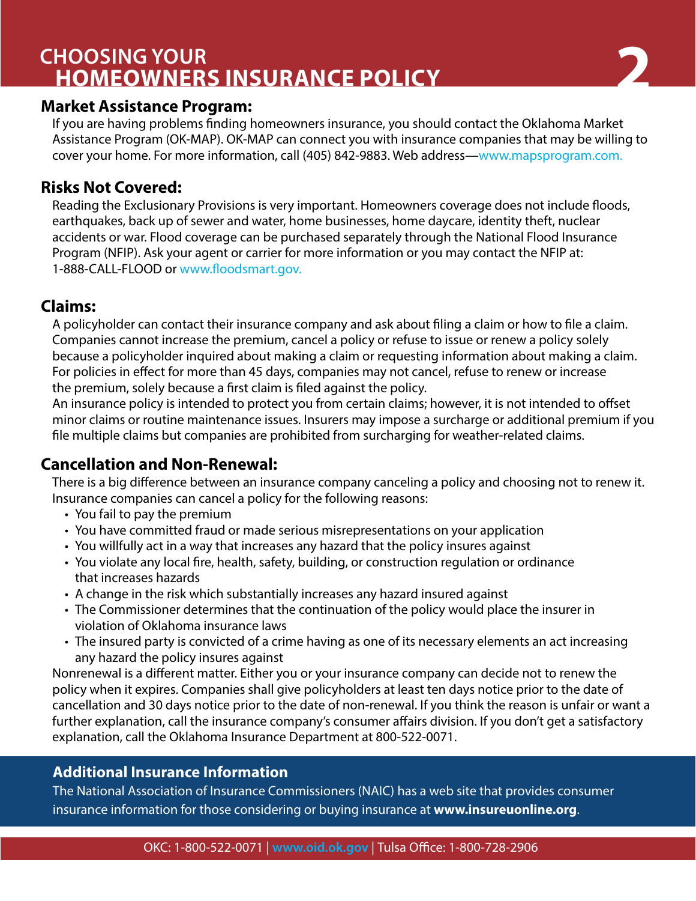# CHOOSING YOUR HOMEOWNERS INSURANCE POLICY

## Market Assistance Program:

If you are having problems finding homeowners insurance, you should contact the Oklahoma Market Assistance Program (OK-MAP). OK-MAP can connect you with insurance companies that may be willing to cover your home. For more information, call (405) 842-9883. Web address—www.mapsprogram.com.

## Risks Not Covered:

Reading the Exclusionary Provisions is very important. Homeowners coverage does not include floods, earthquakes, back up of sewer and water, home businesses, home daycare, identity theft, nuclear accidents or war. Flood coverage can be purchased separately through the National Flood Insurance Program (NFIP). Ask your agent or carrier for more information or you may contact the NFIP at: 1-888-CALL-FLOOD or www.floodsmart.gov.

## Claims:

A policyholder can contact their insurance company and ask about filing a claim or how to file a claim. Companies cannot increase the premium, cancel a policy or refuse to issue or renew a policy solely because a policyholder inquired about making a claim or requesting information about making a claim. For policies in effect for more than 45 days, companies may not cancel, refuse to renew or increase the premium, solely because a first claim is filed against the policy.

An insurance policy is intended to protect you from certain claims; however, it is not intended to offset minor claims or routine maintenance issues. Insurers may impose a surcharge or additional premium if you file multiple claims but companies are prohibited from surcharging for weather-related claims.

## Cancellation and Non-Renewal:

There is a big difference between an insurance company canceling a policy and choosing not to renew it. Insurance companies can cancel a policy for the following reasons:

- You fail to pay the premium
- You have committed fraud or made serious misrepresentations on your application
- You willfully act in a way that increases any hazard that the policy insures against
- You violate any local fire, health, safety, building, or construction regulation or ordinance that increases hazards
- A change in the risk which substantially increases any hazard insured against
- The Commissioner determines that the continuation of the policy would place the insurer in violation of Oklahoma insurance laws
- The insured party is convicted of a crime having as one of its necessary elements an act increasing any hazard the policy insures against

Nonrenewal is a different matter. Either you or your insurance company can decide not to renew the policy when it expires. Companies shall give policyholders at least ten days notice prior to the date of cancellation and 30 days notice prior to the date of non-renewal. If you think the reason is unfair or want a further explanation, call the insurance company's consumer affairs division. If you don't get a satisfactory explanation, call the Oklahoma Insurance Department at 800-522-0071.

## Additional Insurance Information

The National Association of Insurance Commissioners (NAIC) has a web site that provides consumer insurance information for those considering or buying insurance at **www.insureuonline.org**.

OKC: 1-800-522-0071 | www.oid.ok.gov | Tulsa Office: 1-800-728-2906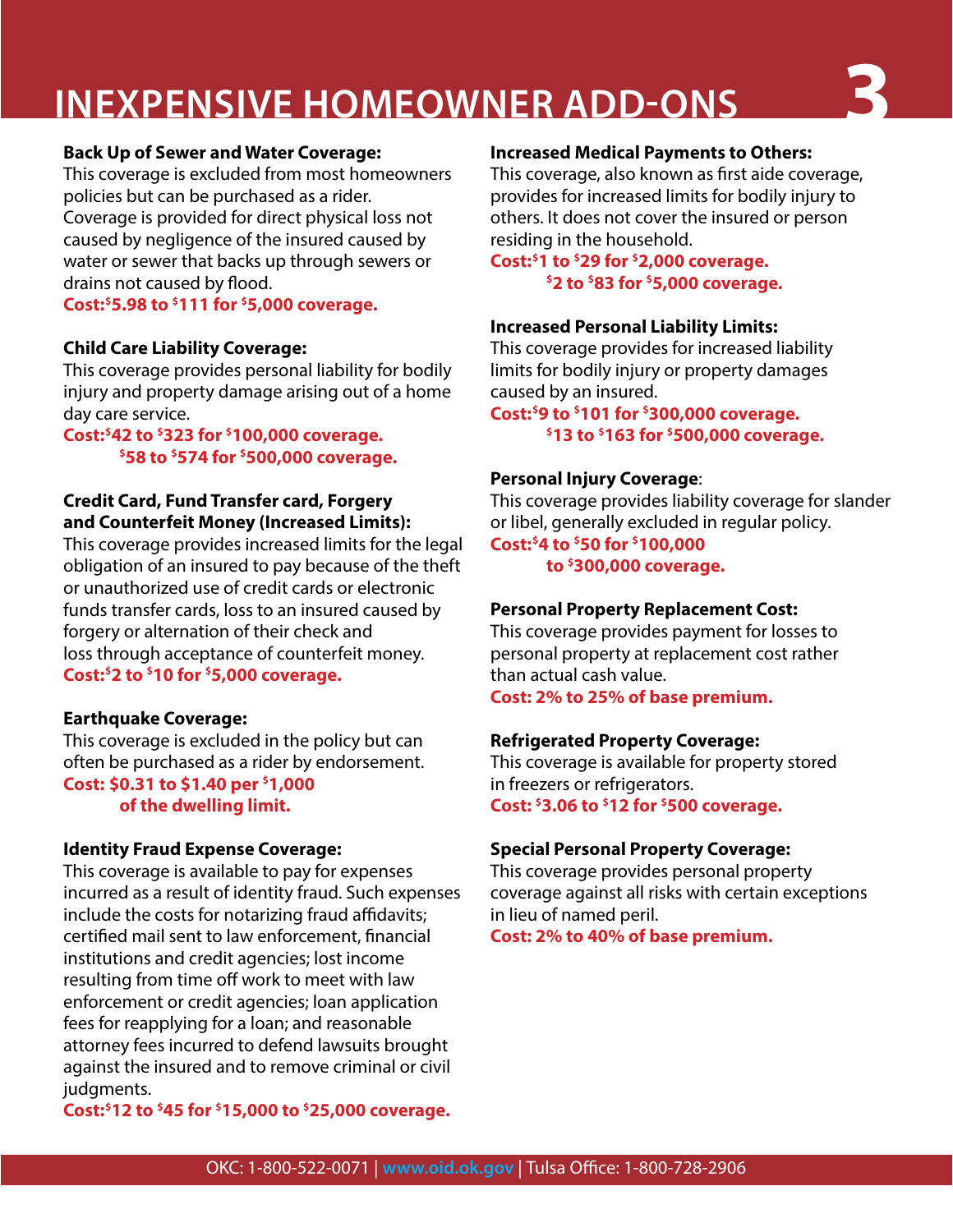# INEXPENSIVE HOMEOWNER ADD-ONS

**Back Up of Sewer and Water Coverage:**
This coverage is excluded from most homeowners policies but can be purchased as a rider. Coverage is provided for direct physical loss not caused by negligence of the insured caused by water or sewer that backs up through sewers or drains not caused by flood.
**Cost: $5.98 to $111 for $5,000 coverage.**

**Child Care Liability Coverage:**
This coverage provides personal liability for bodily injury and property damage arising out of a home day care service.
**Cost: $42 to $323 for $100,000 coverage.**
**$58 to $574 for $500,000 coverage.**

**Credit Card, Fund Transfer card, Forgery and Counterfeit Money (Increased Limits):**
This coverage provides increased limits for the legal obligation of an insured to pay because of the theft or unauthorized use of credit cards or electronic funds transfer cards, loss to an insured caused by forgery or alternation of their check and loss through acceptance of counterfeit money.
**Cost: $2 to $10 for $5,000 coverage.**

**Earthquake Coverage:**
This coverage is excluded in the policy but can often be purchased as a rider by endorsement.
**Cost: $0.31 to $1.40 per $1,000 of the dwelling limit.**

**Identity Fraud Expense Coverage:**
This coverage is available to pay for expenses incurred as a result of identity fraud. Such expenses include the costs for notarizing fraud affidavits; certified mail sent to law enforcement, financial institutions and credit agencies; lost income resulting from time off work to meet with law enforcement or credit agencies; loan application fees for reapplying for a loan; and reasonable attorney fees incurred to defend lawsuits brought against the insured and to remove criminal or civil judgments.
**Cost: $12 to $45 for $15,000 to $25,000 coverage.**

**Increased Medical Payments to Others:**
This coverage, also known as first aide coverage, provides for increased limits for bodily injury to others. It does not cover the insured or person residing in the household.
**Cost: $1 to $29 for $2,000 coverage.**
**$2 to $83 for $5,000 coverage.**

**Increased Personal Liability Limits:**
This coverage provides for increased liability limits for bodily injury or property damages caused by an insured.
**Cost: $9 to $101 for $300,000 coverage.**
**$13 to $163 for $500,000 coverage.**

**Personal Injury Coverage**:
This coverage provides liability coverage for slander or libel, generally excluded in regular policy.
**Cost: $4 to $50 for $100,000 to $300,000 coverage.**

**Personal Property Replacement Cost:**
This coverage provides payment for losses to personal property at replacement cost rather than actual cash value.
**Cost: 2% to 25% of base premium.**

**Refrigerated Property Coverage:**
This coverage is available for property stored in freezers or refrigerators.
**Cost: $3.06 to $12 for $500 coverage.**

**Special Personal Property Coverage:**
This coverage provides personal property coverage against all risks with certain exceptions in lieu of named peril.
**Cost: 2% to 40% of base premium.**

OKC: 1-800-522-0071 | www.oid.ok.gov | Tulsa Office: 1-800-728-2906